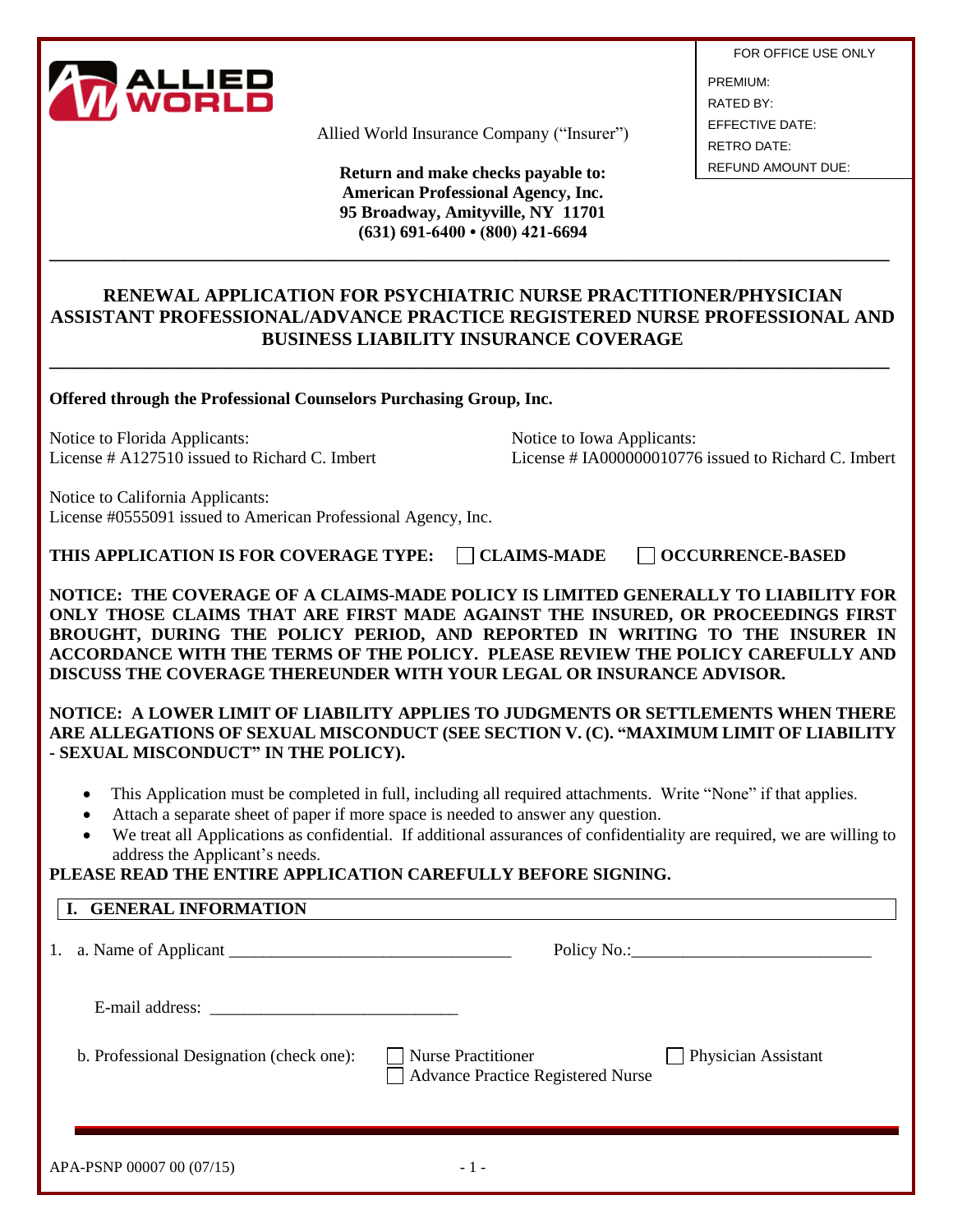ALLIED WORLD

Allied World Insurance Company ("Insurer")

**Return and make checks payable to:**
**American Professional Agency, Inc.**
**95 Broadway, Amityville, NY 11701**
**(631) 691-6400 • (800) 421-6694**

| FOR OFFICE USE ONLY |
| --- |
| PREMIUM: |
| RATED BY: |
| EFFECTIVE DATE: |
| RETRO DATE: |
| REFUND AMOUNT DUE: |

# RENEWAL APPLICATION FOR PSYCHIATRIC NURSE PRACTITIONER/PHYSICIAN ASSISTANT PROFESSIONAL/ADVANCE PRACTICE REGISTERED NURSE PROFESSIONAL AND BUSINESS LIABILITY INSURANCE COVERAGE

**Offered through the Professional Counselors Purchasing Group, Inc.**

Notice to Florida Applicants:
License # A127510 issued to Richard C. Imbert

Notice to Iowa Applicants:
License # IA000000010776 issued to Richard C. Imbert

Notice to California Applicants:
License #0555091 issued to American Professional Agency, Inc.

**THIS APPLICATION IS FOR COVERAGE TYPE:** ☐ **CLAIMS-MADE** ☐ **OCCURRENCE-BASED**

**NOTICE: THE COVERAGE OF A CLAIMS-MADE POLICY IS LIMITED GENERALLY TO LIABILITY FOR ONLY THOSE CLAIMS THAT ARE FIRST MADE AGAINST THE INSURED, OR PROCEEDINGS FIRST BROUGHT, DURING THE POLICY PERIOD, AND REPORTED IN WRITING TO THE INSURER IN ACCORDANCE WITH THE TERMS OF THE POLICY. PLEASE REVIEW THE POLICY CAREFULLY AND DISCUSS THE COVERAGE THEREUNDER WITH YOUR LEGAL OR INSURANCE ADVISOR.**

**NOTICE: A LOWER LIMIT OF LIABILITY APPLIES TO JUDGMENTS OR SETTLEMENTS WHEN THERE ARE ALLEGATIONS OF SEXUAL MISCONDUCT (SEE SECTION V. (C). "MAXIMUM LIMIT OF LIABILITY - SEXUAL MISCONDUCT" IN THE POLICY).**

- This Application must be completed in full, including all required attachments. Write "None" if that applies.
- Attach a separate sheet of paper if more space is needed to answer any question.
- We treat all Applications as confidential. If additional assurances of confidentiality are required, we are willing to address the Applicant's needs.

**PLEASE READ THE ENTIRE APPLICATION CAREFULLY BEFORE SIGNING.**

## I. GENERAL INFORMATION

1. a. Name of Applicant ________________________________ Policy No.:____________________________

   E-mail address: ____________________________

   b. Professional Designation (check one): ☐ Nurse Practitioner ☐ Physician Assistant ☐ Advance Practice Registered Nurse

APA-PSNP 00007 00 (07/15)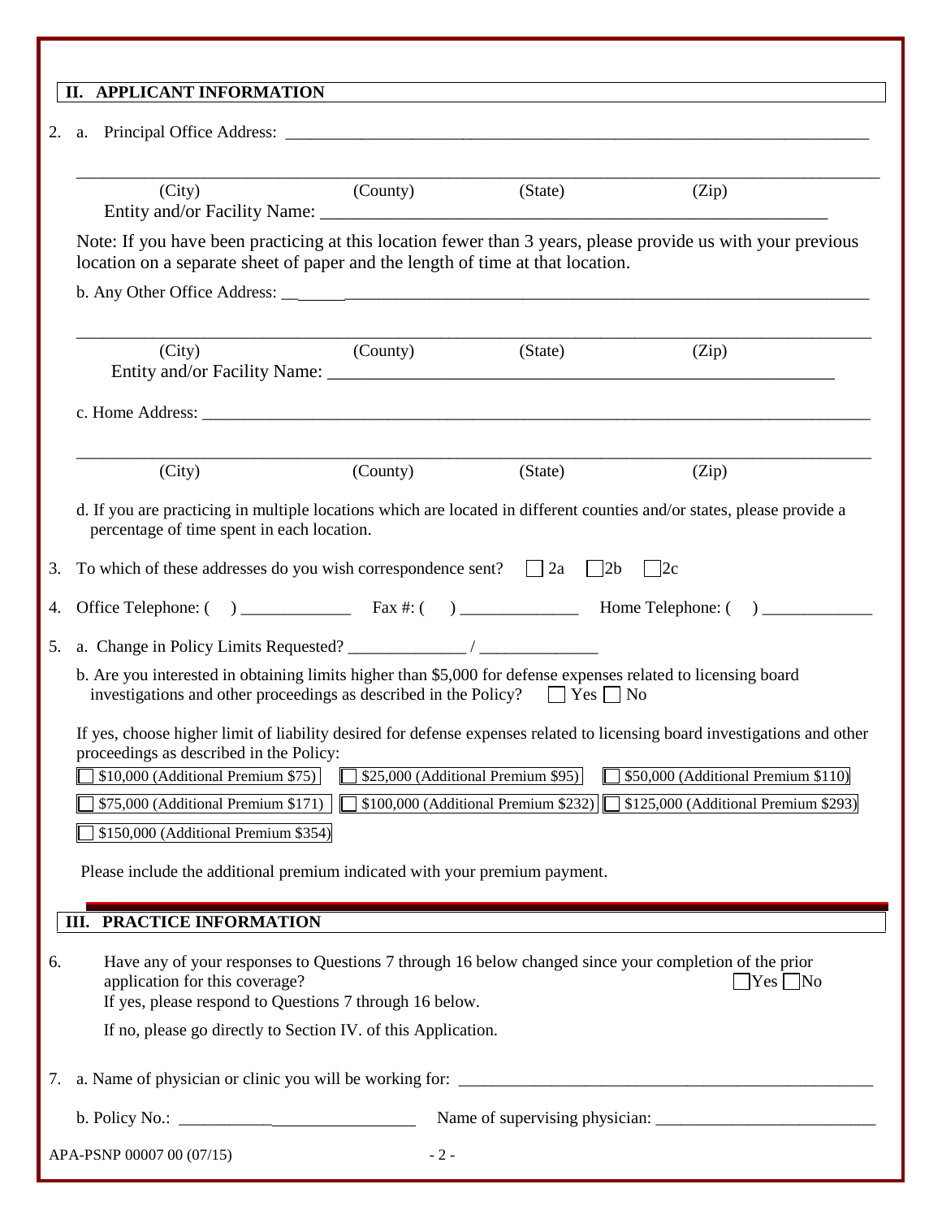## II. APPLICANT INFORMATION

2. a. Principal Office Address: ______________________________________________

______________________________________________
(City) (County) (State) (Zip)

Entity and/or Facility Name: ______________________________________________

Note: If you have been practicing at this location fewer than 3 years, please provide us with your previous location on a separate sheet of paper and the length of time at that location.

b. Any Other Office Address: ______________________________________________

______________________________________________
(City) (County) (State) (Zip)

Entity and/or Facility Name: ______________________________________________

c. Home Address: ______________________________________________

______________________________________________
(City) (County) (State) (Zip)

d. If you are practicing in multiple locations which are located in different counties and/or states, please provide a percentage of time spent in each location.

3. To which of these addresses do you wish correspondence sent? ☐ 2a ☐ 2b ☐ 2c

4. Office Telephone: ( ) _____________ Fax #: ( ) _____________ Home Telephone: ( ) _____________

5. a. Change in Policy Limits Requested? _____________ / _____________

   b. Are you interested in obtaining limits higher than $5,000 for defense expenses related to licensing board investigations and other proceedings as described in the Policy? ☐ Yes ☐ No

   If yes, choose higher limit of liability desired for defense expenses related to licensing board investigations and other proceedings as described in the Policy:

   ☐ $10,000 (Additional Premium $75) ☐ $25,000 (Additional Premium $95) ☐ $50,000 (Additional Premium $110)

   ☐ $75,000 (Additional Premium $171) ☐ $100,000 (Additional Premium $232) ☐ $125,000 (Additional Premium $293)

   ☐ $150,000 (Additional Premium $354)

   Please include the additional premium indicated with your premium payment.

## III. PRACTICE INFORMATION

6. Have any of your responses to Questions 7 through 16 below changed since your completion of the prior application for this coverage? ☐ Yes ☐ No

   If yes, please respond to Questions 7 through 16 below.

   If no, please go directly to Section IV. of this Application.

7. a. Name of physician or clinic you will be working for: ______________________________________________

   b. Policy No.: _____________________ Name of supervising physician: _____________________

APA-PSNP 00007 00 (07/15)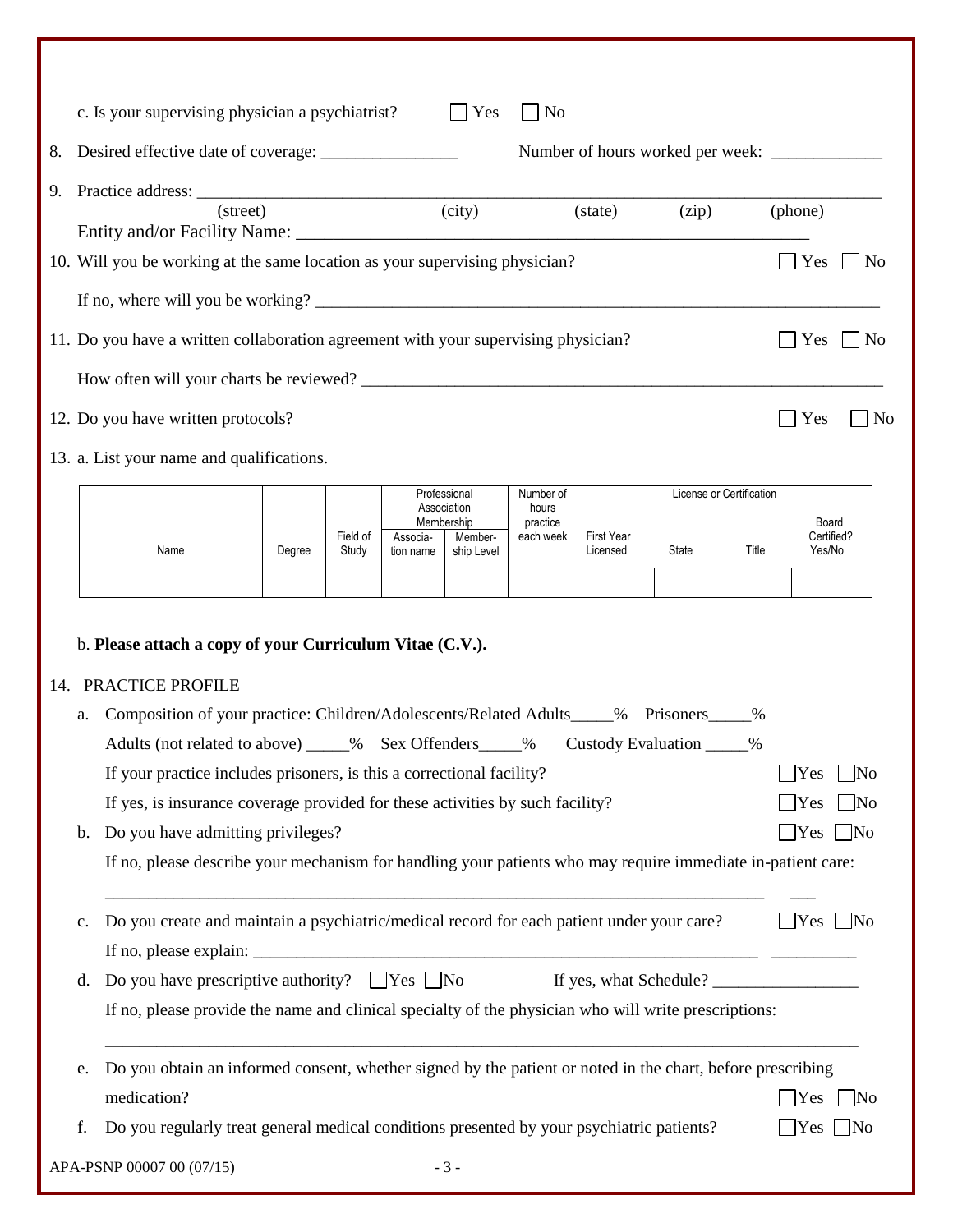c. Is your supervising physician a psychiatrist? ☐ Yes ☐ No

8. Desired effective date of coverage: ________________ Number of hours worked per week: _____________

9. Practice address: ____________________________________________________________________________
(street) (city) (state) (zip) (phone)
Entity and/or Facility Name: ___________________________________________________________

10. Will you be working at the same location as your supervising physician? ☐ Yes ☐ No

If no, where will you be working? ____________________________________________________________

11. Do you have a written collaboration agreement with your supervising physician? ☐ Yes ☐ No

How often will your charts be reviewed? _______________________________________________________

12. Do you have written protocols? ☐ Yes ☐ No

13. a. List your name and qualifications.

| Name | Degree | Field of Study | Professional Association Membership | | Number of hours practice each week | License or Certification | | | |
|---|---|---|---|---|---|---|---|---|---|
| | | | Association name | Membership Level | | First Year Licensed | State | Title | Board Certified? Yes/No |
| | | | | | | | | | |

b. **Please attach a copy of your Curriculum Vitae (C.V.).**

14. PRACTICE PROFILE

a. Composition of your practice: Children/Adolescents/Related Adults_____% Prisoners_____%
Adults (not related to above) _____% Sex Offenders_____% Custody Evaluation _____%
If your practice includes prisoners, is this a correctional facility? ☐Yes ☐No
If yes, is insurance coverage provided for these activities by such facility? ☐Yes ☐No

b. Do you have admitting privileges? ☐Yes ☐No
If no, please describe your mechanism for handling your patients who may require immediate in-patient care:
_______________________________________________________________________________

c. Do you create and maintain a psychiatric/medical record for each patient under your care? ☐Yes ☐No
If no, please explain: ____________________________________________________________________

d. Do you have prescriptive authority? ☐Yes ☐No If yes, what Schedule? _________________
If no, please provide the name and clinical specialty of the physician who will write prescriptions:
_______________________________________________________________________________

e. Do you obtain an informed consent, whether signed by the patient or noted in the chart, before prescribing medication? ☐Yes ☐No

f. Do you regularly treat general medical conditions presented by your psychiatric patients? ☐Yes ☐No

APA-PSNP 00007 00 (07/15)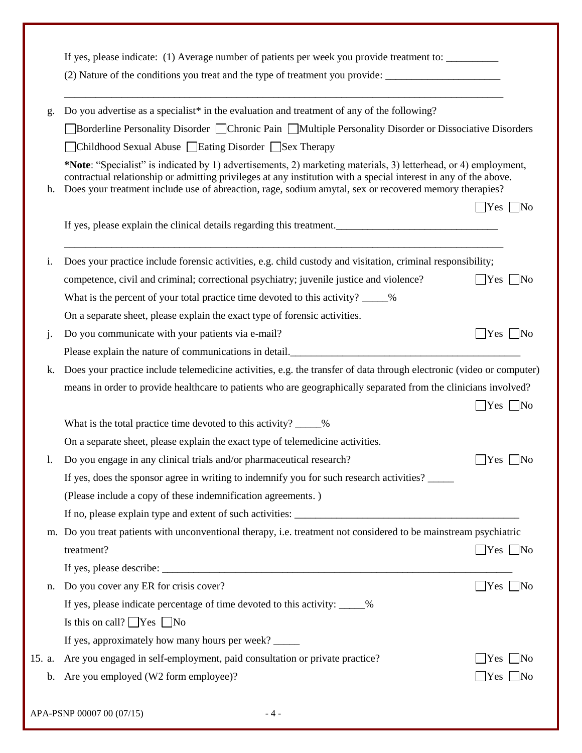If yes, please indicate: (1) Average number of patients per week you provide treatment to: __________

(2) Nature of the conditions you treat and the type of treatment you provide: ______________________

_____________________________________________________________________________________

g. Do you advertise as a specialist* in the evaluation and treatment of any of the following?

☐ Borderline Personality Disorder ☐ Chronic Pain ☐ Multiple Personality Disorder or Dissociative Disorders

☐ Childhood Sexual Abuse ☐ Eating Disorder ☐ Sex Therapy

***Note**: "Specialist" is indicated by 1) advertisements, 2) marketing materials, 3) letterhead, or 4) employment, contractual relationship or admitting privileges at any institution with a special interest in any of the above.

h. Does your treatment include use of abreaction, rage, sodium amytal, sex or recovered memory therapies? ☐ Yes ☐ No

If yes, please explain the clinical details regarding this treatment.________________________________

_____________________________________________________________________________________

i. Does your practice include forensic activities, e.g. child custody and visitation, criminal responsibility; competence, civil and criminal; correctional psychiatry; juvenile justice and violence? ☐ Yes ☐ No

What is the percent of your total practice time devoted to this activity? _____%

On a separate sheet, please explain the exact type of forensic activities.

j. Do you communicate with your patients via e-mail? ☐ Yes ☐ No

Please explain the nature of communications in detail.______________________________________________

k. Does your practice include telemedicine activities, e.g. the transfer of data through electronic (video or computer) means in order to provide healthcare to patients who are geographically separated from the clinicians involved? ☐ Yes ☐ No

What is the total practice time devoted to this activity? _____%

On a separate sheet, please explain the exact type of telemedicine activities.

l. Do you engage in any clinical trials and/or pharmaceutical research? ☐ Yes ☐ No

If yes, does the sponsor agree in writing to indemnify you for such research activities? _____

(Please include a copy of these indemnification agreements. )

If no, please explain type and extent of such activities: ____________________________________________

m. Do you treat patients with unconventional therapy, i.e. treatment not considered to be mainstream psychiatric treatment? ☐ Yes ☐ No

If yes, please describe: _________________________________________________________________________

n. Do you cover any ER for crisis cover? ☐ Yes ☐ No

If yes, please indicate percentage of time devoted to this activity: _____%

Is this on call? ☐ Yes ☐ No

If yes, approximately how many hours per week? _____

15. a. Are you engaged in self-employment, paid consultation or private practice? ☐ Yes ☐ No

b. Are you employed (W2 form employee)? ☐ Yes ☐ No

APA-PSNP 00007 00 (07/15)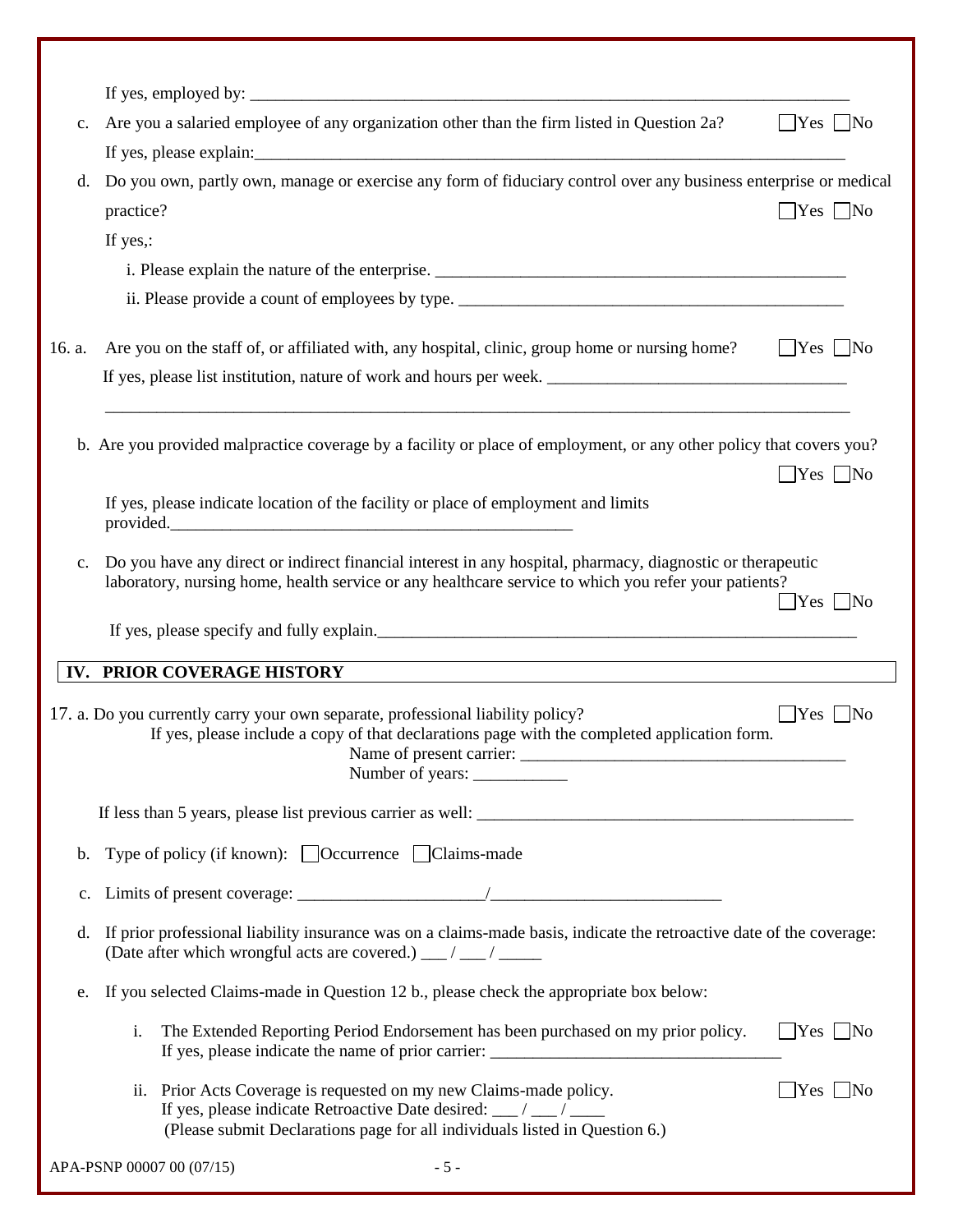If yes, employed by: ___________________________________________________________________________

c. Are you a salaried employee of any organization other than the firm listed in Question 2a? ☐Yes ☐No

If yes, please explain:___________________________________________________________________________

d. Do you own, partly own, manage or exercise any form of fiduciary control over any business enterprise or medical practice? ☐Yes ☐No

If yes,:

i. Please explain the nature of the enterprise. ___________________________________________________

ii. Please provide a count of employees by type. _________________________________________________

16. a. Are you on the staff of, or affiliated with, any hospital, clinic, group home or nursing home? ☐Yes ☐No

If yes, please list institution, nature of work and hours per week. ___________________________________

___________________________________________________________________________________________

b. Are you provided malpractice coverage by a facility or place of employment, or any other policy that covers you? ☐Yes ☐No

If yes, please indicate location of the facility or place of employment and limits provided.___________________________________________________

c. Do you have any direct or indirect financial interest in any hospital, pharmacy, diagnostic or therapeutic laboratory, nursing home, health service or any healthcare service to which you refer your patients? ☐Yes ☐No

If yes, please specify and fully explain.___________________________________________________________

## IV. PRIOR COVERAGE HISTORY

17. a. Do you currently carry your own separate, professional liability policy? ☐Yes ☐No

If yes, please include a copy of that declarations page with the completed application form.

Name of present carrier: _______________________________________

Number of years: ___________

If less than 5 years, please list previous carrier as well: _______________________________________________

b. Type of policy (if known): ☐Occurrence ☐Claims-made

c. Limits of present coverage: ______________________/___________________________

d. If prior professional liability insurance was on a claims-made basis, indicate the retroactive date of the coverage: (Date after which wrongful acts are covered.) ___ / ___ / _____

e. If you selected Claims-made in Question 12 b., please check the appropriate box below:

i. The Extended Reporting Period Endorsement has been purchased on my prior policy. ☐Yes ☐No
If yes, please indicate the name of prior carrier: __________________________________

ii. Prior Acts Coverage is requested on my new Claims-made policy. ☐Yes ☐No
If yes, please indicate Retroactive Date desired: ___ / ___ / ____
(Please submit Declarations page for all individuals listed in Question 6.)

APA-PSNP 00007 00 (07/15)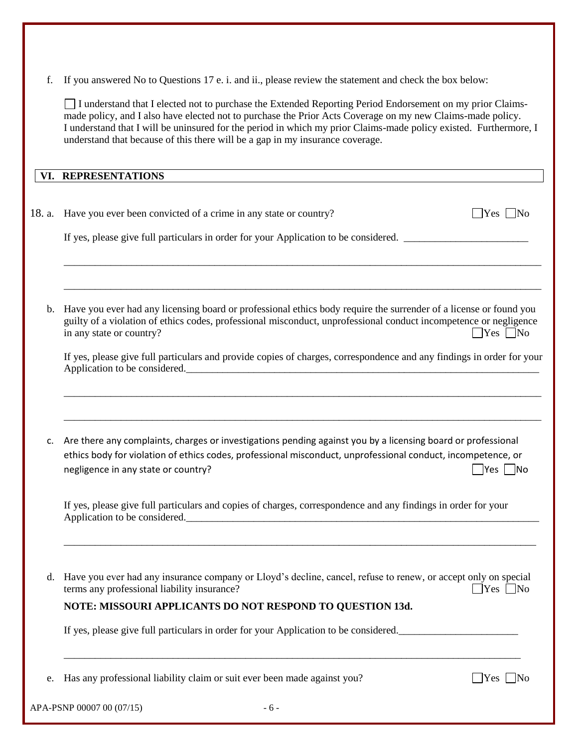f. If you answered No to Questions 17 e. i. and ii., please review the statement and check the box below:

☐ I understand that I elected not to purchase the Extended Reporting Period Endorsement on my prior Claims-made policy, and I also have elected not to purchase the Prior Acts Coverage on my new Claims-made policy. I understand that I will be uninsured for the period in which my prior Claims-made policy existed. Furthermore, I understand that because of this there will be a gap in my insurance coverage.

## VI. REPRESENTATIONS

18. a. Have you ever been convicted of a crime in any state or country? ☐Yes ☐No

If yes, please give full particulars in order for your Application to be considered. ________________________

_______________________________________________________________________________________________

_______________________________________________________________________________________________

b. Have you ever had any licensing board or professional ethics body require the surrender of a license or found you guilty of a violation of ethics codes, professional misconduct, unprofessional conduct incompetence or negligence in any state or country? ☐Yes ☐No

If yes, please give full particulars and provide copies of charges, correspondence and any findings in order for your Application to be considered.________________________________________________________________________

_______________________________________________________________________________________________

_______________________________________________________________________________________________

c. Are there any complaints, charges or investigations pending against you by a licensing board or professional ethics body for violation of ethics codes, professional misconduct, unprofessional conduct, incompetence, or negligence in any state or country? ☐Yes ☐No

If yes, please give full particulars and copies of charges, correspondence and any findings in order for your Application to be considered.________________________________________________________________________

_______________________________________________________________________________________________

d. Have you ever had any insurance company or Lloyd's decline, cancel, refuse to renew, or accept only on special terms any professional liability insurance? ☐Yes ☐No

**NOTE: MISSOURI APPLICANTS DO NOT RESPOND TO QUESTION 13d.**

If yes, please give full particulars in order for your Application to be considered.________________________

_______________________________________________________________________________________________

e. Has any professional liability claim or suit ever been made against you? ☐Yes ☐No

APA-PSNP 00007 00 (07/15)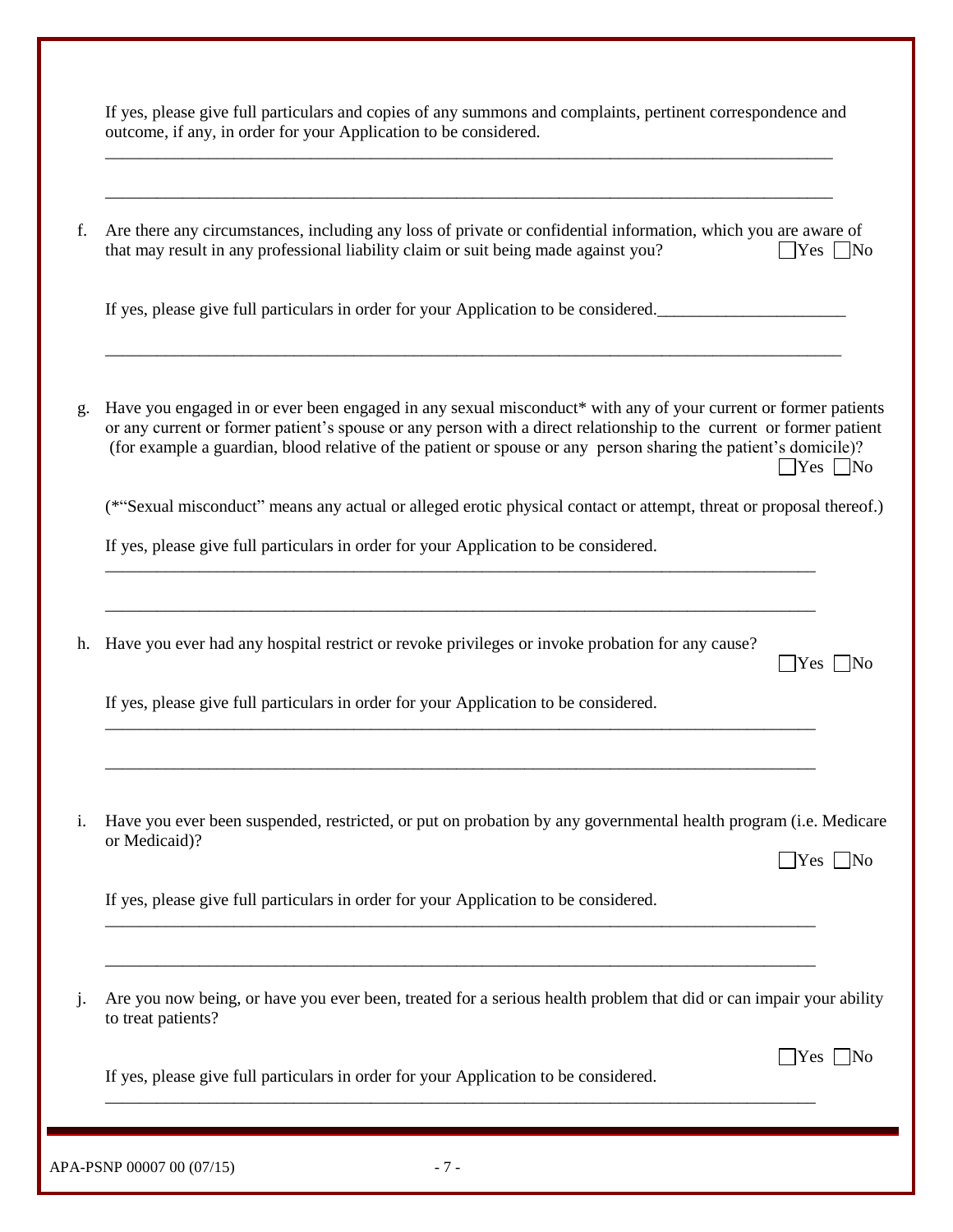If yes, please give full particulars and copies of any summons and complaints, pertinent correspondence and outcome, if any, in order for your Application to be considered.

\_\_\_\_\_\_\_\_\_\_\_\_\_\_\_\_\_\_\_\_\_\_\_\_\_\_\_\_\_\_\_\_\_\_\_\_\_\_\_\_\_\_\_\_\_\_\_\_\_\_\_\_\_\_\_\_\_\_\_\_\_\_\_\_\_\_\_\_\_\_\_\_\_\_\_\_

\_\_\_\_\_\_\_\_\_\_\_\_\_\_\_\_\_\_\_\_\_\_\_\_\_\_\_\_\_\_\_\_\_\_\_\_\_\_\_\_\_\_\_\_\_\_\_\_\_\_\_\_\_\_\_\_\_\_\_\_\_\_\_\_\_\_\_\_\_\_\_\_\_\_\_\_

f. Are there any circumstances, including any loss of private or confidential information, which you are aware of that may result in any professional liability claim or suit being made against you? ☐Yes ☐No

If yes, please give full particulars in order for your Application to be considered.\_\_\_\_\_\_\_\_\_\_\_\_\_\_\_\_\_\_\_\_\_\_

\_\_\_\_\_\_\_\_\_\_\_\_\_\_\_\_\_\_\_\_\_\_\_\_\_\_\_\_\_\_\_\_\_\_\_\_\_\_\_\_\_\_\_\_\_\_\_\_\_\_\_\_\_\_\_\_\_\_\_\_\_\_\_\_\_\_\_\_\_\_\_\_\_\_\_\_

g. Have you engaged in or ever been engaged in any sexual misconduct* with any of your current or former patients or any current or former patient's spouse or any person with a direct relationship to the current or former patient (for example a guardian, blood relative of the patient or spouse or any person sharing the patient's domicile)? ☐Yes ☐No

(*"Sexual misconduct" means any actual or alleged erotic physical contact or attempt, threat or proposal thereof.)

If yes, please give full particulars in order for your Application to be considered.

\_\_\_\_\_\_\_\_\_\_\_\_\_\_\_\_\_\_\_\_\_\_\_\_\_\_\_\_\_\_\_\_\_\_\_\_\_\_\_\_\_\_\_\_\_\_\_\_\_\_\_\_\_\_\_\_\_\_\_\_\_\_\_\_\_\_\_\_\_\_\_\_\_\_\_\_

\_\_\_\_\_\_\_\_\_\_\_\_\_\_\_\_\_\_\_\_\_\_\_\_\_\_\_\_\_\_\_\_\_\_\_\_\_\_\_\_\_\_\_\_\_\_\_\_\_\_\_\_\_\_\_\_\_\_\_\_\_\_\_\_\_\_\_\_\_\_\_\_\_\_\_\_

h. Have you ever had any hospital restrict or revoke privileges or invoke probation for any cause? ☐Yes ☐No

If yes, please give full particulars in order for your Application to be considered.

\_\_\_\_\_\_\_\_\_\_\_\_\_\_\_\_\_\_\_\_\_\_\_\_\_\_\_\_\_\_\_\_\_\_\_\_\_\_\_\_\_\_\_\_\_\_\_\_\_\_\_\_\_\_\_\_\_\_\_\_\_\_\_\_\_\_\_\_\_\_\_\_\_\_\_\_

\_\_\_\_\_\_\_\_\_\_\_\_\_\_\_\_\_\_\_\_\_\_\_\_\_\_\_\_\_\_\_\_\_\_\_\_\_\_\_\_\_\_\_\_\_\_\_\_\_\_\_\_\_\_\_\_\_\_\_\_\_\_\_\_\_\_\_\_\_\_\_\_\_\_\_\_

i. Have you ever been suspended, restricted, or put on probation by any governmental health program (i.e. Medicare or Medicaid)? ☐Yes ☐No

If yes, please give full particulars in order for your Application to be considered.

\_\_\_\_\_\_\_\_\_\_\_\_\_\_\_\_\_\_\_\_\_\_\_\_\_\_\_\_\_\_\_\_\_\_\_\_\_\_\_\_\_\_\_\_\_\_\_\_\_\_\_\_\_\_\_\_\_\_\_\_\_\_\_\_\_\_\_\_\_\_\_\_\_\_\_\_

\_\_\_\_\_\_\_\_\_\_\_\_\_\_\_\_\_\_\_\_\_\_\_\_\_\_\_\_\_\_\_\_\_\_\_\_\_\_\_\_\_\_\_\_\_\_\_\_\_\_\_\_\_\_\_\_\_\_\_\_\_\_\_\_\_\_\_\_\_\_\_\_\_\_\_\_

j. Are you now being, or have you ever been, treated for a serious health problem that did or can impair your ability to treat patients? ☐Yes ☐No

If yes, please give full particulars in order for your Application to be considered.

\_\_\_\_\_\_\_\_\_\_\_\_\_\_\_\_\_\_\_\_\_\_\_\_\_\_\_\_\_\_\_\_\_\_\_\_\_\_\_\_\_\_\_\_\_\_\_\_\_\_\_\_\_\_\_\_\_\_\_\_\_\_\_\_\_\_\_\_\_\_\_\_\_\_\_\_

APA-PSNP 00007 00 (07/15)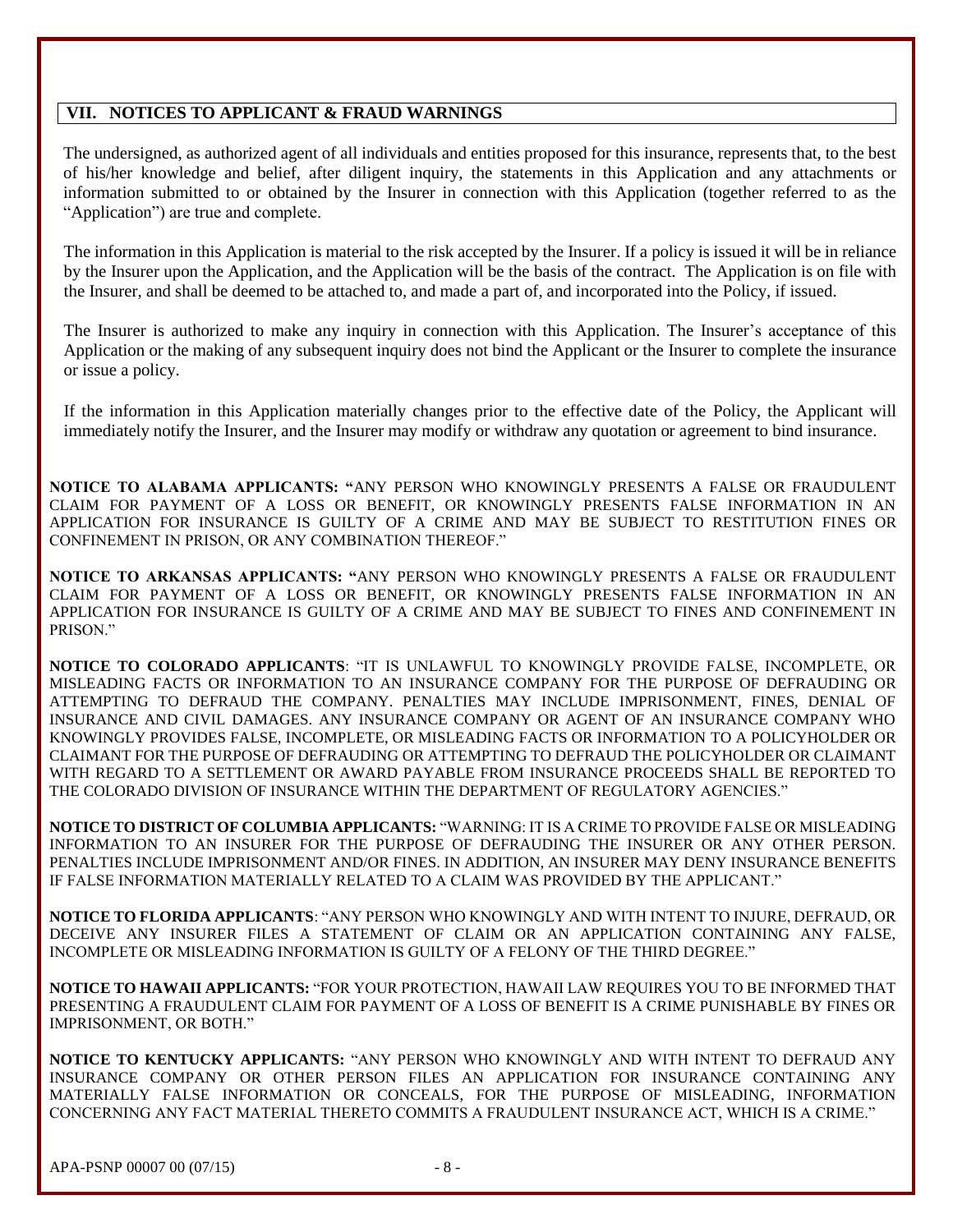## VII. NOTICES TO APPLICANT & FRAUD WARNINGS

The undersigned, as authorized agent of all individuals and entities proposed for this insurance, represents that, to the best of his/her knowledge and belief, after diligent inquiry, the statements in this Application and any attachments or information submitted to or obtained by the Insurer in connection with this Application (together referred to as the "Application") are true and complete.

The information in this Application is material to the risk accepted by the Insurer. If a policy is issued it will be in reliance by the Insurer upon the Application, and the Application will be the basis of the contract. The Application is on file with the Insurer, and shall be deemed to be attached to, and made a part of, and incorporated into the Policy, if issued.

The Insurer is authorized to make any inquiry in connection with this Application. The Insurer's acceptance of this Application or the making of any subsequent inquiry does not bind the Applicant or the Insurer to complete the insurance or issue a policy.

If the information in this Application materially changes prior to the effective date of the Policy, the Applicant will immediately notify the Insurer, and the Insurer may modify or withdraw any quotation or agreement to bind insurance.

**NOTICE TO ALABAMA APPLICANTS: "**ANY PERSON WHO KNOWINGLY PRESENTS A FALSE OR FRAUDULENT CLAIM FOR PAYMENT OF A LOSS OR BENEFIT, OR KNOWINGLY PRESENTS FALSE INFORMATION IN AN APPLICATION FOR INSURANCE IS GUILTY OF A CRIME AND MAY BE SUBJECT TO RESTITUTION FINES OR CONFINEMENT IN PRISON, OR ANY COMBINATION THEREOF."

**NOTICE TO ARKANSAS APPLICANTS: "**ANY PERSON WHO KNOWINGLY PRESENTS A FALSE OR FRAUDULENT CLAIM FOR PAYMENT OF A LOSS OR BENEFIT, OR KNOWINGLY PRESENTS FALSE INFORMATION IN AN APPLICATION FOR INSURANCE IS GUILTY OF A CRIME AND MAY BE SUBJECT TO FINES AND CONFINEMENT IN PRISON."

**NOTICE TO COLORADO APPLICANTS**: "IT IS UNLAWFUL TO KNOWINGLY PROVIDE FALSE, INCOMPLETE, OR MISLEADING FACTS OR INFORMATION TO AN INSURANCE COMPANY FOR THE PURPOSE OF DEFRAUDING OR ATTEMPTING TO DEFRAUD THE COMPANY. PENALTIES MAY INCLUDE IMPRISONMENT, FINES, DENIAL OF INSURANCE AND CIVIL DAMAGES. ANY INSURANCE COMPANY OR AGENT OF AN INSURANCE COMPANY WHO KNOWINGLY PROVIDES FALSE, INCOMPLETE, OR MISLEADING FACTS OR INFORMATION TO A POLICYHOLDER OR CLAIMANT FOR THE PURPOSE OF DEFRAUDING OR ATTEMPTING TO DEFRAUD THE POLICYHOLDER OR CLAIMANT WITH REGARD TO A SETTLEMENT OR AWARD PAYABLE FROM INSURANCE PROCEEDS SHALL BE REPORTED TO THE COLORADO DIVISION OF INSURANCE WITHIN THE DEPARTMENT OF REGULATORY AGENCIES."

**NOTICE TO DISTRICT OF COLUMBIA APPLICANTS:** "WARNING: IT IS A CRIME TO PROVIDE FALSE OR MISLEADING INFORMATION TO AN INSURER FOR THE PURPOSE OF DEFRAUDING THE INSURER OR ANY OTHER PERSON. PENALTIES INCLUDE IMPRISONMENT AND/OR FINES. IN ADDITION, AN INSURER MAY DENY INSURANCE BENEFITS IF FALSE INFORMATION MATERIALLY RELATED TO A CLAIM WAS PROVIDED BY THE APPLICANT."

**NOTICE TO FLORIDA APPLICANTS**: "ANY PERSON WHO KNOWINGLY AND WITH INTENT TO INJURE, DEFRAUD, OR DECEIVE ANY INSURER FILES A STATEMENT OF CLAIM OR AN APPLICATION CONTAINING ANY FALSE, INCOMPLETE OR MISLEADING INFORMATION IS GUILTY OF A FELONY OF THE THIRD DEGREE."

**NOTICE TO HAWAII APPLICANTS:** "FOR YOUR PROTECTION, HAWAII LAW REQUIRES YOU TO BE INFORMED THAT PRESENTING A FRAUDULENT CLAIM FOR PAYMENT OF A LOSS OF BENEFIT IS A CRIME PUNISHABLE BY FINES OR IMPRISONMENT, OR BOTH."

**NOTICE TO KENTUCKY APPLICANTS:** "ANY PERSON WHO KNOWINGLY AND WITH INTENT TO DEFRAUD ANY INSURANCE COMPANY OR OTHER PERSON FILES AN APPLICATION FOR INSURANCE CONTAINING ANY MATERIALLY FALSE INFORMATION OR CONCEALS, FOR THE PURPOSE OF MISLEADING, INFORMATION CONCERNING ANY FACT MATERIAL THERETO COMMITS A FRAUDULENT INSURANCE ACT, WHICH IS A CRIME."

APA-PSNP 00007 00 (07/15)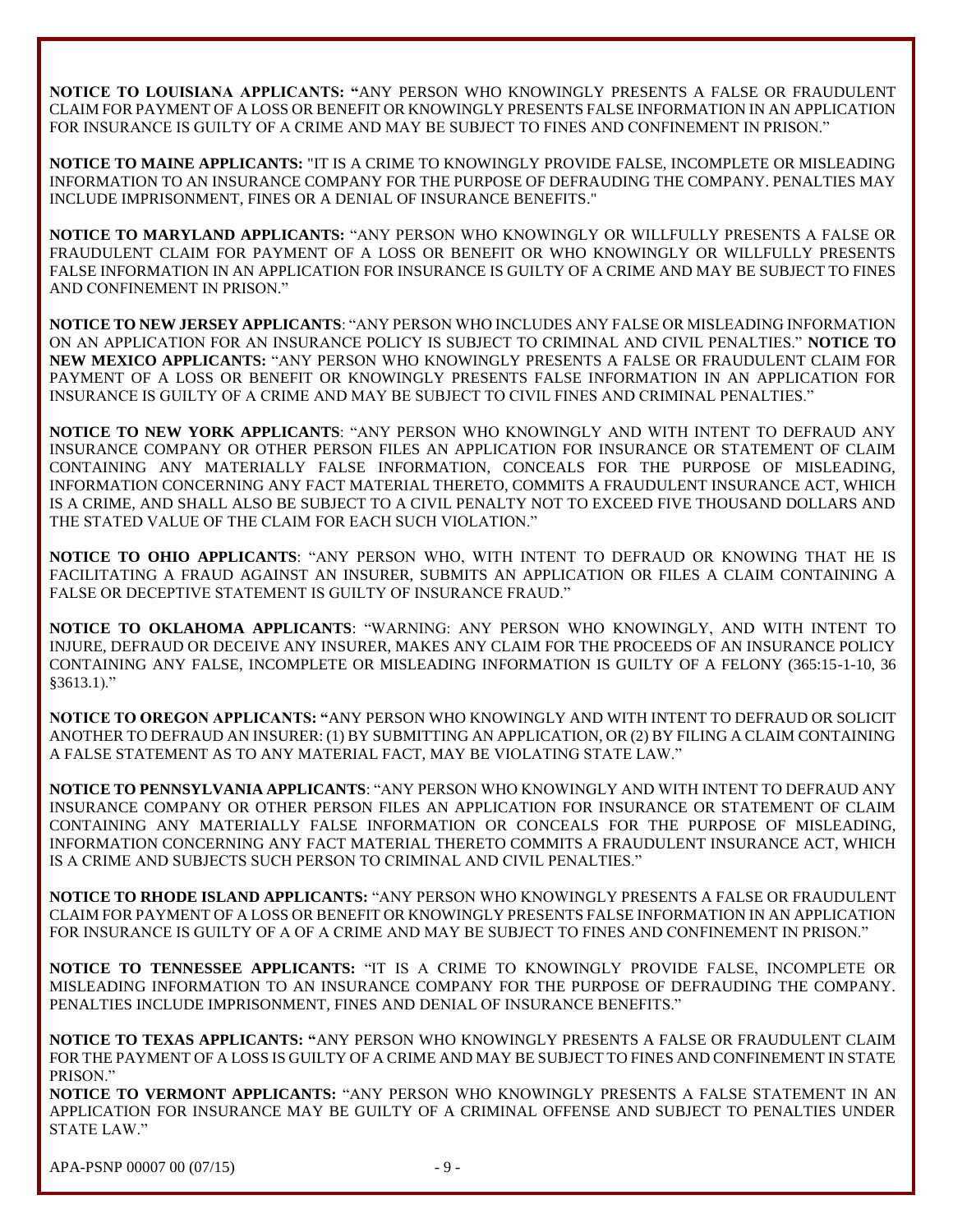**NOTICE TO LOUISIANA APPLICANTS: "**ANY PERSON WHO KNOWINGLY PRESENTS A FALSE OR FRAUDULENT CLAIM FOR PAYMENT OF A LOSS OR BENEFIT OR KNOWINGLY PRESENTS FALSE INFORMATION IN AN APPLICATION FOR INSURANCE IS GUILTY OF A CRIME AND MAY BE SUBJECT TO FINES AND CONFINEMENT IN PRISON."

**NOTICE TO MAINE APPLICANTS:** "IT IS A CRIME TO KNOWINGLY PROVIDE FALSE, INCOMPLETE OR MISLEADING INFORMATION TO AN INSURANCE COMPANY FOR THE PURPOSE OF DEFRAUDING THE COMPANY. PENALTIES MAY INCLUDE IMPRISONMENT, FINES OR A DENIAL OF INSURANCE BENEFITS."

**NOTICE TO MARYLAND APPLICANTS:** "ANY PERSON WHO KNOWINGLY OR WILLFULLY PRESENTS A FALSE OR FRAUDULENT CLAIM FOR PAYMENT OF A LOSS OR BENEFIT OR WHO KNOWINGLY OR WILLFULLY PRESENTS FALSE INFORMATION IN AN APPLICATION FOR INSURANCE IS GUILTY OF A CRIME AND MAY BE SUBJECT TO FINES AND CONFINEMENT IN PRISON."

**NOTICE TO NEW JERSEY APPLICANTS**: "ANY PERSON WHO INCLUDES ANY FALSE OR MISLEADING INFORMATION ON AN APPLICATION FOR AN INSURANCE POLICY IS SUBJECT TO CRIMINAL AND CIVIL PENALTIES." **NOTICE TO NEW MEXICO APPLICANTS:** "ANY PERSON WHO KNOWINGLY PRESENTS A FALSE OR FRAUDULENT CLAIM FOR PAYMENT OF A LOSS OR BENEFIT OR KNOWINGLY PRESENTS FALSE INFORMATION IN AN APPLICATION FOR INSURANCE IS GUILTY OF A CRIME AND MAY BE SUBJECT TO CIVIL FINES AND CRIMINAL PENALTIES."

**NOTICE TO NEW YORK APPLICANTS**: "ANY PERSON WHO KNOWINGLY AND WITH INTENT TO DEFRAUD ANY INSURANCE COMPANY OR OTHER PERSON FILES AN APPLICATION FOR INSURANCE OR STATEMENT OF CLAIM CONTAINING ANY MATERIALLY FALSE INFORMATION, CONCEALS FOR THE PURPOSE OF MISLEADING, INFORMATION CONCERNING ANY FACT MATERIAL THERETO, COMMITS A FRAUDULENT INSURANCE ACT, WHICH IS A CRIME, AND SHALL ALSO BE SUBJECT TO A CIVIL PENALTY NOT TO EXCEED FIVE THOUSAND DOLLARS AND THE STATED VALUE OF THE CLAIM FOR EACH SUCH VIOLATION."

**NOTICE TO OHIO APPLICANTS**: "ANY PERSON WHO, WITH INTENT TO DEFRAUD OR KNOWING THAT HE IS FACILITATING A FRAUD AGAINST AN INSURER, SUBMITS AN APPLICATION OR FILES A CLAIM CONTAINING A FALSE OR DECEPTIVE STATEMENT IS GUILTY OF INSURANCE FRAUD."

**NOTICE TO OKLAHOMA APPLICANTS**: "WARNING: ANY PERSON WHO KNOWINGLY, AND WITH INTENT TO INJURE, DEFRAUD OR DECEIVE ANY INSURER, MAKES ANY CLAIM FOR THE PROCEEDS OF AN INSURANCE POLICY CONTAINING ANY FALSE, INCOMPLETE OR MISLEADING INFORMATION IS GUILTY OF A FELONY (365:15-1-10, 36 §3613.1)."

**NOTICE TO OREGON APPLICANTS: "**ANY PERSON WHO KNOWINGLY AND WITH INTENT TO DEFRAUD OR SOLICIT ANOTHER TO DEFRAUD AN INSURER: (1) BY SUBMITTING AN APPLICATION, OR (2) BY FILING A CLAIM CONTAINING A FALSE STATEMENT AS TO ANY MATERIAL FACT, MAY BE VIOLATING STATE LAW."

**NOTICE TO PENNSYLVANIA APPLICANTS**: "ANY PERSON WHO KNOWINGLY AND WITH INTENT TO DEFRAUD ANY INSURANCE COMPANY OR OTHER PERSON FILES AN APPLICATION FOR INSURANCE OR STATEMENT OF CLAIM CONTAINING ANY MATERIALLY FALSE INFORMATION OR CONCEALS FOR THE PURPOSE OF MISLEADING, INFORMATION CONCERNING ANY FACT MATERIAL THERETO COMMITS A FRAUDULENT INSURANCE ACT, WHICH IS A CRIME AND SUBJECTS SUCH PERSON TO CRIMINAL AND CIVIL PENALTIES."

**NOTICE TO RHODE ISLAND APPLICANTS:** "ANY PERSON WHO KNOWINGLY PRESENTS A FALSE OR FRAUDULENT CLAIM FOR PAYMENT OF A LOSS OR BENEFIT OR KNOWINGLY PRESENTS FALSE INFORMATION IN AN APPLICATION FOR INSURANCE IS GUILTY OF A OF A CRIME AND MAY BE SUBJECT TO FINES AND CONFINEMENT IN PRISON."

**NOTICE TO TENNESSEE APPLICANTS:** "IT IS A CRIME TO KNOWINGLY PROVIDE FALSE, INCOMPLETE OR MISLEADING INFORMATION TO AN INSURANCE COMPANY FOR THE PURPOSE OF DEFRAUDING THE COMPANY. PENALTIES INCLUDE IMPRISONMENT, FINES AND DENIAL OF INSURANCE BENEFITS."

**NOTICE TO TEXAS APPLICANTS: "**ANY PERSON WHO KNOWINGLY PRESENTS A FALSE OR FRAUDULENT CLAIM FOR THE PAYMENT OF A LOSS IS GUILTY OF A CRIME AND MAY BE SUBJECT TO FINES AND CONFINEMENT IN STATE PRISON."

**NOTICE TO VERMONT APPLICANTS:** "ANY PERSON WHO KNOWINGLY PRESENTS A FALSE STATEMENT IN AN APPLICATION FOR INSURANCE MAY BE GUILTY OF A CRIMINAL OFFENSE AND SUBJECT TO PENALTIES UNDER STATE LAW."

APA-PSNP 00007 00 (07/15)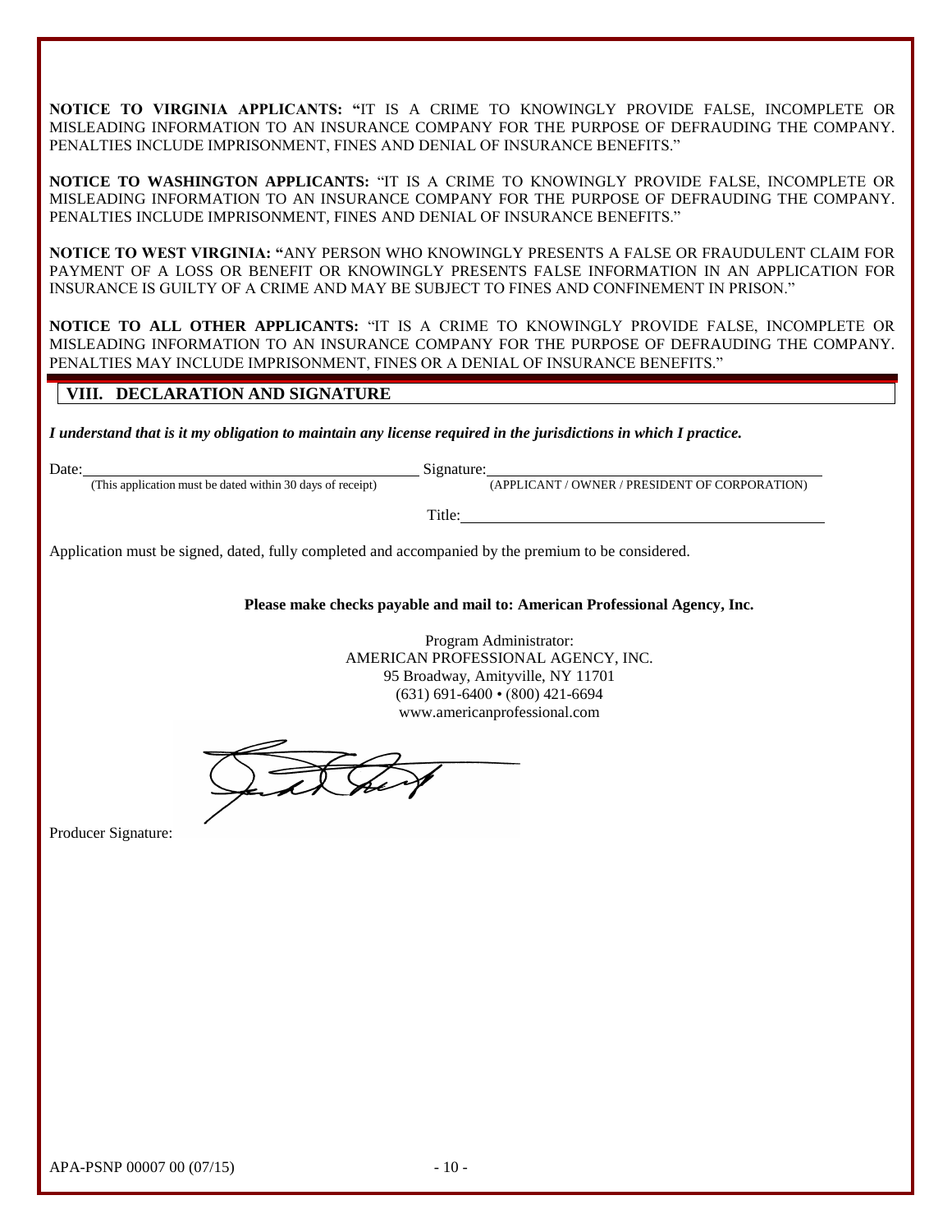**NOTICE TO VIRGINIA APPLICANTS: "**IT IS A CRIME TO KNOWINGLY PROVIDE FALSE, INCOMPLETE OR MISLEADING INFORMATION TO AN INSURANCE COMPANY FOR THE PURPOSE OF DEFRAUDING THE COMPANY. PENALTIES INCLUDE IMPRISONMENT, FINES AND DENIAL OF INSURANCE BENEFITS."

**NOTICE TO WASHINGTON APPLICANTS:** "IT IS A CRIME TO KNOWINGLY PROVIDE FALSE, INCOMPLETE OR MISLEADING INFORMATION TO AN INSURANCE COMPANY FOR THE PURPOSE OF DEFRAUDING THE COMPANY. PENALTIES INCLUDE IMPRISONMENT, FINES AND DENIAL OF INSURANCE BENEFITS."

**NOTICE TO WEST VIRGINIA: "**ANY PERSON WHO KNOWINGLY PRESENTS A FALSE OR FRAUDULENT CLAIM FOR PAYMENT OF A LOSS OR BENEFIT OR KNOWINGLY PRESENTS FALSE INFORMATION IN AN APPLICATION FOR INSURANCE IS GUILTY OF A CRIME AND MAY BE SUBJECT TO FINES AND CONFINEMENT IN PRISON."

**NOTICE TO ALL OTHER APPLICANTS:** "IT IS A CRIME TO KNOWINGLY PROVIDE FALSE, INCOMPLETE OR MISLEADING INFORMATION TO AN INSURANCE COMPANY FOR THE PURPOSE OF DEFRAUDING THE COMPANY. PENALTIES MAY INCLUDE IMPRISONMENT, FINES OR A DENIAL OF INSURANCE BENEFITS."

## VIII. DECLARATION AND SIGNATURE

***I understand that is it my obligation to maintain any license required in the jurisdictions in which I practice.***

Date:\_\_\_\_\_\_\_\_\_\_\_\_\_\_\_\_\_\_\_\_\_\_\_\_\_\_\_\_\_\_ Signature:\_\_\_\_\_\_\_\_\_\_\_\_\_\_\_\_\_\_\_\_\_\_\_\_\_\_\_\_\_\_
(This application must be dated within 30 days of receipt) (APPLICANT / OWNER / PRESIDENT OF CORPORATION)

Title:\_\_\_\_\_\_\_\_\_\_\_\_\_\_\_\_\_\_\_\_\_\_\_\_\_\_\_\_\_\_

Application must be signed, dated, fully completed and accompanied by the premium to be considered.

**Please make checks payable and mail to: American Professional Agency, Inc.**

Program Administrator:
AMERICAN PROFESSIONAL AGENCY, INC.
95 Broadway, Amityville, NY 11701
(631) 691-6400 • (800) 421-6694
www.americanprofessional.com

Producer Signature:

APA-PSNP 00007 00 (07/15)